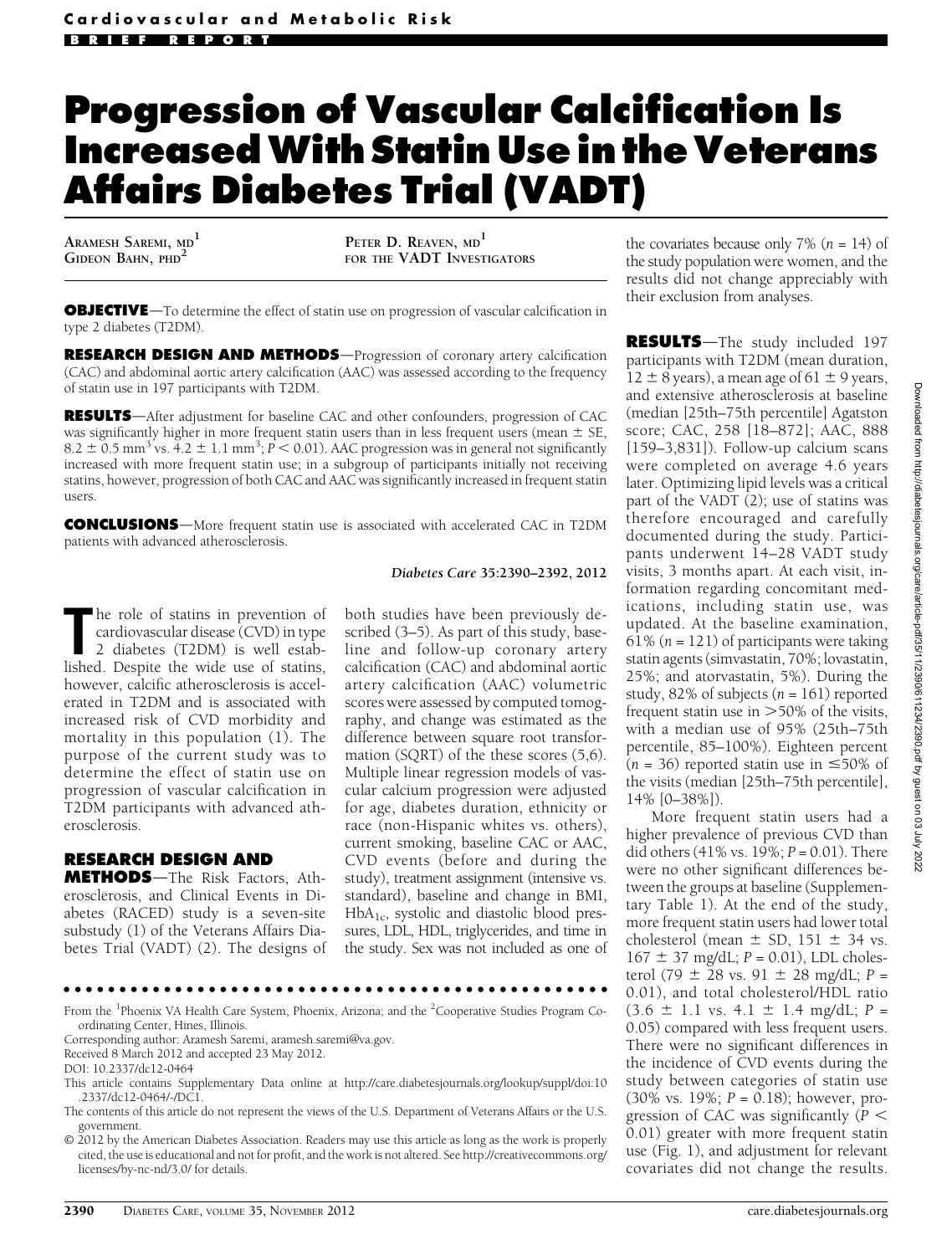# Progression of Vascular Calcification Is Increased With Statin Use in the Veterans Affairs Diabetes Trial (VADT)

ARAMESH SAREMI, MD[1]
GIDEON BAHN, PHD[2]
PETER D. REAVEN, MD[1]
FOR THE VADT INVESTIGATORS

**OBJECTIVE**—To determine the effect of statin use on progression of vascular calcification in type 2 diabetes (T2DM).

**RESEARCH DESIGN AND METHODS**—Progression of coronary artery calcification (CAC) and abdominal aortic artery calcification (AAC) was assessed according to the frequency of statin use in 197 participants with T2DM.

**RESULTS**—After adjustment for baseline CAC and other confounders, progression of CAC was significantly higher in more frequent statin users than in less frequent users (mean ± SE, 8.2 ± 0.5 mm$^3$ vs. 4.2 ± 1.1 mm$^3$; $P < 0.01$). AAC progression was in general not significantly increased with more frequent statin use; in a subgroup of participants initially not receiving statins, however, progression of both CAC and AAC was significantly increased in frequent statin users.

**CONCLUSIONS**—More frequent statin use is associated with accelerated CAC in T2DM patients with advanced atherosclerosis.

*Diabetes Care* 35:2390–2392, 2012

The role of statins in prevention of cardiovascular disease (CVD) in type 2 diabetes (T2DM) is well established. Despite the wide use of statins, however, calcific atherosclerosis is accelerated in T2DM and is associated with increased risk of CVD morbidity and mortality in this population (1). The purpose of the current study was to determine the effect of statin use on progression of vascular calcification in T2DM participants with advanced atherosclerosis.

## RESEARCH DESIGN AND METHODS

The Risk Factors, Atherosclerosis, and Clinical Events in Diabetes (RACED) study is a seven-site substudy (1) of the Veterans Affairs Diabetes Trial (VADT) (2). The designs of both studies have been previously described (3–5). As part of this study, baseline and follow-up coronary artery calcification (CAC) and abdominal aortic artery calcification (AAC) volumetric scores were assessed by computed tomography, and change was estimated as the difference between square root transformation (SQRT) of the these scores (5,6). Multiple linear regression models of vascular calcium progression were adjusted for age, diabetes duration, ethnicity or race (non-Hispanic whites vs. others), current smoking, baseline CAC or AAC, CVD events (before and during the study), treatment assignment (intensive vs. standard), baseline and change in BMI, $HbA_{1c}$, systolic and diastolic blood pressures, LDL, HDL, triglycerides, and time in the study. Sex was not included as one of the covariates because only 7% ($n$ = 14) of the study population were women, and the results did not change appreciably with their exclusion from analyses.

## RESULTS

The study included 197 participants with T2DM (mean duration, 12 ± 8 years), a mean age of 61 ± 9 years, and extensive atherosclerosis at baseline (median [25th–75th percentile] Agatston score; CAC, 258 [18–872]; AAC, 888 [159–3,831]). Follow-up calcium scans were completed on average 4.6 years later. Optimizing lipid levels was a critical part of the VADT (2); use of statins was therefore encouraged and carefully documented during the study. Participants underwent 14–28 VADT study visits, 3 months apart. At each visit, information regarding concomitant medications, including statin use, was updated. At the baseline examination, 61% ($n$ = 121) of participants were taking statin agents (simvastatin, 70%; lovastatin, 25%; and atorvastatin, 5%). During the study, 82% of subjects ($n$ = 161) reported frequent statin use in >50% of the visits, with a median use of 95% (25th–75th percentile, 85–100%). Eighteen percent ($n$ = 36) reported statin use in ≤50% of the visits (median [25th–75th percentile], 14% [0–38%]).

More frequent statin users had a higher prevalence of previous CVD than did others (41% vs. 19%; $P$ = 0.01). There were no other significant differences between the groups at baseline (Supplementary Table 1). At the end of the study, more frequent statin users had lower total cholesterol (mean ± SD, 151 ± 34 vs. 167 ± 37 mg/dL; $P$ = 0.01), LDL cholesterol (79 ± 28 vs. 91 ± 28 mg/dL; $P$ = 0.01), and total cholesterol/HDL ratio (3.6 ± 1.1 vs. 4.1 ± 1.4 mg/dL; $P$ = 0.05) compared with less frequent users. There were no significant differences in the incidence of CVD events during the study between categories of statin use (30% vs. 19%; $P$ = 0.18); however, progression of CAC was significantly ($P$ < 0.01) greater with more frequent statin use (Fig. 1), and adjustment for relevant covariates did not change the results.

From the [1]Phoenix VA Health Care System, Phoenix, Arizona; and the [2]Cooperative Studies Program Coordinating Center, Hines, Illinois.

Corresponding author: Aramesh Saremi, aramesh.saremi@va.gov.

Received 8 March 2012 and accepted 23 May 2012.

DOI: 10.2337/dc12-0464

This article contains Supplementary Data online at http://care.diabetesjournals.org/lookup/suppl/doi:10.2337/dc12-0464/-/DC1.

The contents of this article do not represent the views of the U.S. Department of Veterans Affairs or the U.S. government.

© 2012 by the American Diabetes Association. Readers may use this article as long as the work is properly cited, the use is educational and not for profit, and the work is not altered. See http://creativecommons.org/licenses/by-nc-nd/3.0/ for details.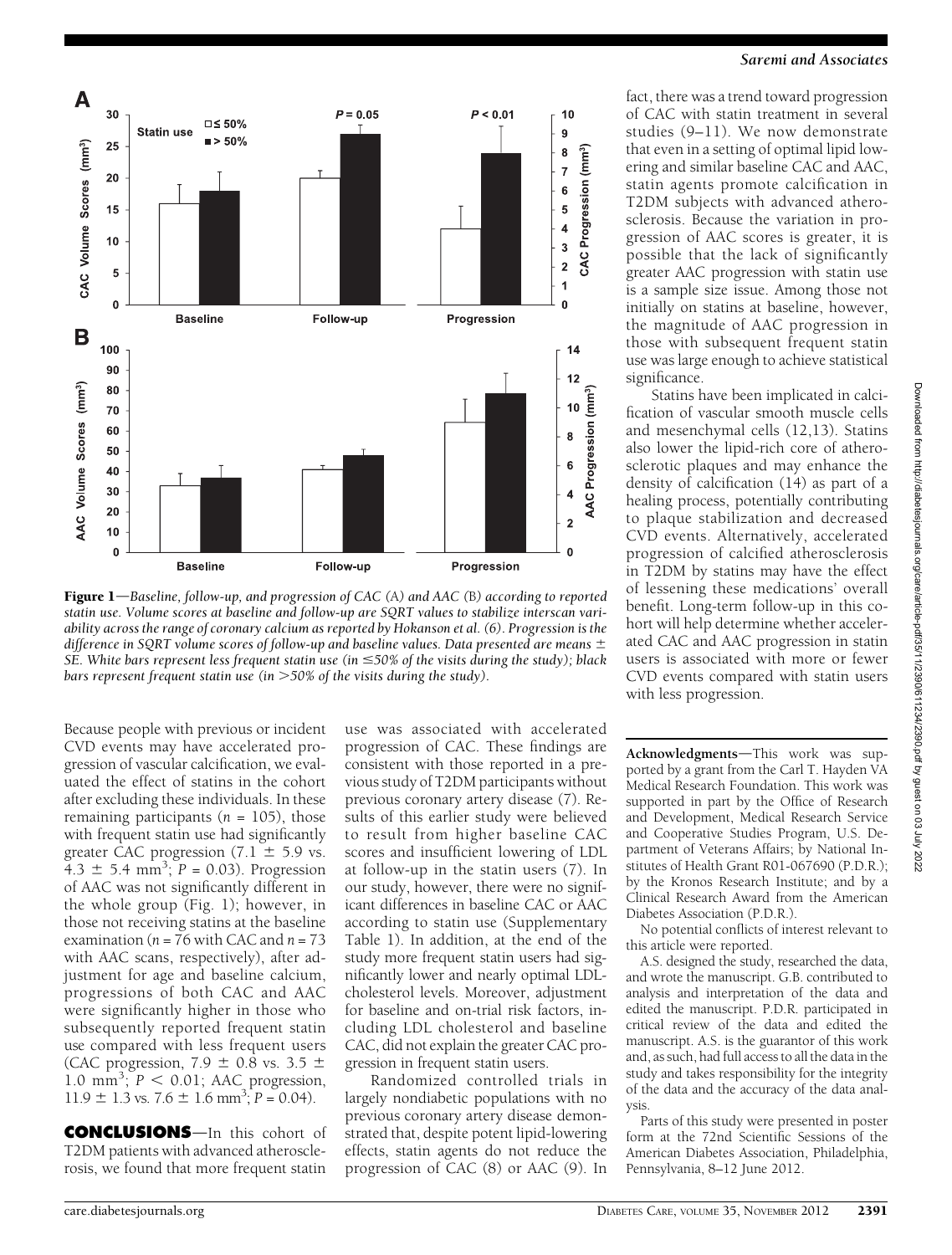A

Statin use

□≤ 50%

■> 50%

$P = 0.05$

$P < 0.01$

CAC Volume Scores (mm³)

CAC Progression (mm³)

Baseline

Follow-up

Progression

B

AAC Volume Scores (mm³)

AAC Progression (mm³)

Baseline

Follow-up

Progression

**Figure 1**—*Baseline, follow-up, and progression of CAC (A) and AAC (B) according to reported statin use. Volume scores at baseline and follow-up are SQRT values to stabilize interscan variability across the range of coronary calcium as reported by Hokanson et al. (6). Progression is the difference in SQRT volume scores of follow-up and baseline values. Data presented are means ± SE. White bars represent less frequent statin use (in ≤50% of the visits during the study); black bars represent frequent statin use (in >50% of the visits during the study).*

Because people with previous or incident CVD events may have accelerated progression of vascular calcification, we evaluated the effect of statins in the cohort after excluding these individuals. In these remaining participants ($n = 105$), those with frequent statin use had significantly greater CAC progression ($7.1 \pm 5.9$ vs. $4.3 \pm 5.4$ mm$^3$; $P = 0.03$). Progression of AAC was not significantly different in the whole group (Fig. 1); however, in those not receiving statins at the baseline examination ($n = 76$ with CAC and $n = 73$ with AAC scans, respectively), after adjustment for age and baseline calcium, progressions of both CAC and AAC were significantly higher in those who subsequently reported frequent statin use compared with less frequent users (CAC progression, $7.9 \pm 0.8$ vs. $3.5 \pm 1.0$ mm$^3$; $P < 0.01$; AAC progression, $11.9 \pm 1.3$ vs. $7.6 \pm 1.6$ mm$^3$; $P = 0.04$).

## CONCLUSIONS

In this cohort of T2DM patients with advanced atherosclerosis, we found that more frequent statin use was associated with accelerated progression of CAC. These findings are consistent with those reported in a previous study of T2DM participants without previous coronary artery disease (7). Results of this earlier study were believed to result from higher baseline CAC scores and insufficient lowering of LDL at follow-up in the statin users (7). In our study, however, there were no significant differences in baseline CAC or AAC according to statin use (Supplementary Table 1). In addition, at the end of the study more frequent statin users had significantly lower and nearly optimal LDL-cholesterol levels. Moreover, adjustment for baseline and on-trial risk factors, including LDL cholesterol and baseline CAC, did not explain the greater CAC progression in frequent statin users.

Randomized controlled trials in largely nondiabetic populations with no previous coronary artery disease demonstrated that, despite potent lipid-lowering effects, statin agents do not reduce the progression of CAC (8) or AAC (9). In fact, there was a trend toward progression of CAC with statin treatment in several studies (9–11). We now demonstrate that even in a setting of optimal lipid lowering and similar baseline CAC and AAC, statin agents promote calcification in T2DM subjects with advanced atherosclerosis. Because the variation in progression of AAC scores is greater, it is possible that the lack of significantly greater AAC progression with statin use is a sample size issue. Among those not initially on statins at baseline, however, the magnitude of AAC progression in those with subsequent frequent statin use was large enough to achieve statistical significance.

Statins have been implicated in calcification of vascular smooth muscle cells and mesenchymal cells (12,13). Statins also lower the lipid-rich core of atherosclerotic plaques and may enhance the density of calcification (14) as part of a healing process, potentially contributing to plaque stabilization and decreased CVD events. Alternatively, accelerated progression of calcified atherosclerosis in T2DM by statins may have the effect of lessening these medications' overall benefit. Long-term follow-up in this cohort will help determine whether accelerated CAC and AAC progression in statin users is associated with more or fewer CVD events compared with statin users with less progression.

**Acknowledgments**—This work was supported by a grant from the Carl T. Hayden VA Medical Research Foundation. This work was supported in part by the Office of Research and Development, Medical Research Service and Cooperative Studies Program, U.S. Department of Veterans Affairs; by National Institutes of Health Grant R01-067690 (P.D.R.); by the Kronos Research Institute; and by a Clinical Research Award from the American Diabetes Association (P.D.R.).

No potential conflicts of interest relevant to this article were reported.

A.S. designed the study, researched the data, and wrote the manuscript. G.B. contributed to analysis and interpretation of the data and edited the manuscript. P.D.R. participated in critical review of the data and edited the manuscript. A.S. is the guarantor of this work and, as such, had full access to all the data in the study and takes responsibility for the integrity of the data and the accuracy of the data analysis.

Parts of this study were presented in poster form at the 72nd Scientific Sessions of the American Diabetes Association, Philadelphia, Pennsylvania, 8–12 June 2012.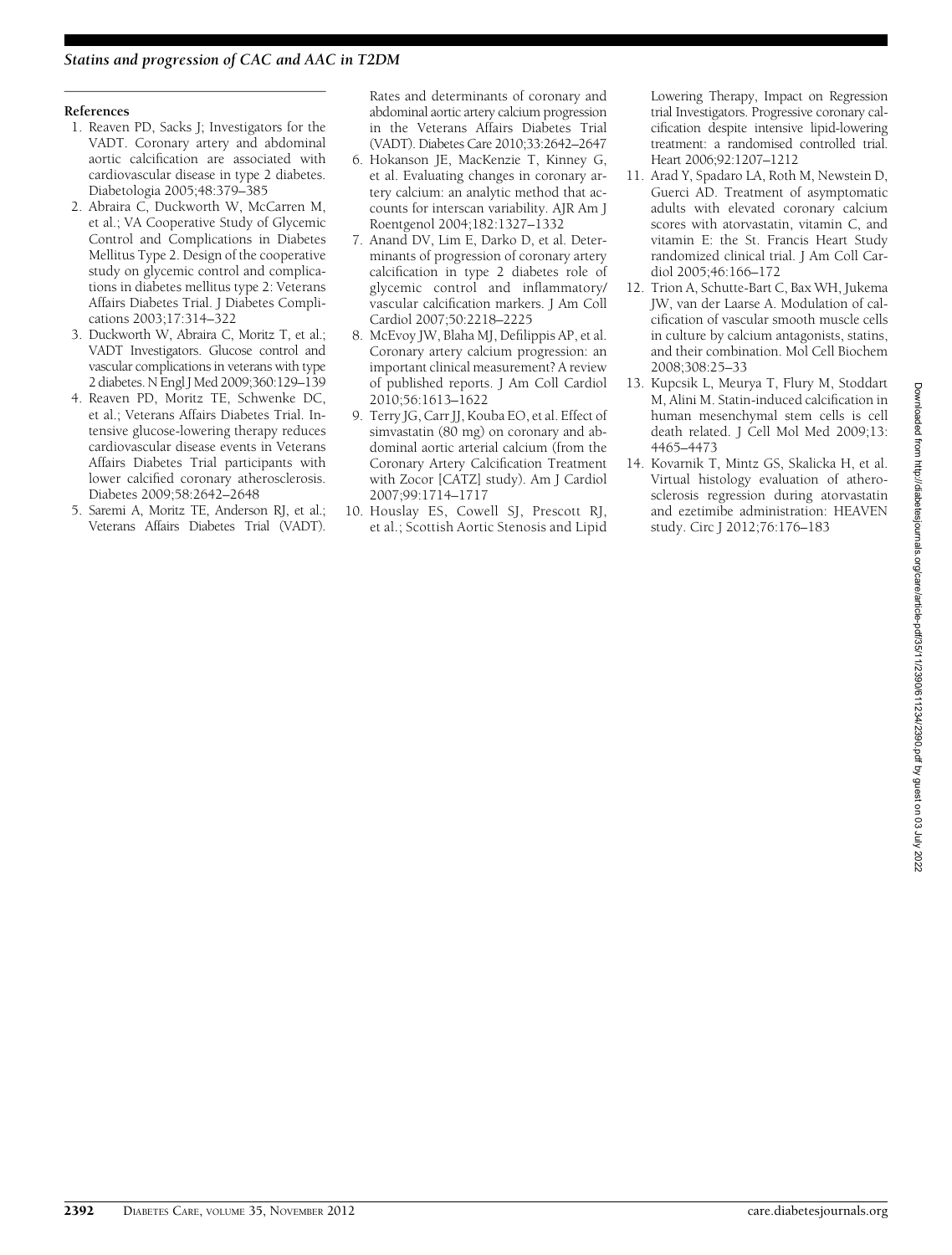## References

1. Reaven PD, Sacks J; Investigators for the VADT. Coronary artery and abdominal aortic calcification are associated with cardiovascular disease in type 2 diabetes. Diabetologia 2005;48:379–385
2. Abraira C, Duckworth W, McCarren M, et al.; VA Cooperative Study of Glycemic Control and Complications in Diabetes Mellitus Type 2. Design of the cooperative study on glycemic control and complications in diabetes mellitus type 2: Veterans Affairs Diabetes Trial. J Diabetes Complications 2003;17:314–322
3. Duckworth W, Abraira C, Moritz T, et al.; VADT Investigators. Glucose control and vascular complications in veterans with type 2 diabetes. N Engl J Med 2009;360:129–139
4. Reaven PD, Moritz TE, Schwenke DC, et al.; Veterans Affairs Diabetes Trial. Intensive glucose-lowering therapy reduces cardiovascular disease events in Veterans Affairs Diabetes Trial participants with lower calcified coronary atherosclerosis. Diabetes 2009;58:2642–2648
5. Saremi A, Moritz TE, Anderson RJ, et al.; Veterans Affairs Diabetes Trial (VADT). Rates and determinants of coronary and abdominal aortic artery calcium progression in the Veterans Affairs Diabetes Trial (VADT). Diabetes Care 2010;33:2642–2647
6. Hokanson JE, MacKenzie T, Kinney G, et al. Evaluating changes in coronary artery calcium: an analytic method that accounts for interscan variability. AJR Am J Roentgenol 2004;182:1327–1332
7. Anand DV, Lim E, Darko D, et al. Determinants of progression of coronary artery calcification in type 2 diabetes role of glycemic control and inflammatory/vascular calcification markers. J Am Coll Cardiol 2007;50:2218–2225
8. McEvoy JW, Blaha MJ, Defilippis AP, et al. Coronary artery calcium progression: an important clinical measurement? A review of published reports. J Am Coll Cardiol 2010;56:1613–1622
9. Terry JG, Carr JJ, Kouba EO, et al. Effect of simvastatin (80 mg) on coronary and abdominal aortic arterial calcium (from the Coronary Artery Calcification Treatment with Zocor [CATZ] study). Am J Cardiol 2007;99:1714–1717
10. Houslay ES, Cowell SJ, Prescott RJ, et al.; Scottish Aortic Stenosis and Lipid Lowering Therapy, Impact on Regression trial Investigators. Progressive coronary calcification despite intensive lipid-lowering treatment: a randomised controlled trial. Heart 2006;92:1207–1212
11. Arad Y, Spadaro LA, Roth M, Newstein D, Guerci AD. Treatment of asymptomatic adults with elevated coronary calcium scores with atorvastatin, vitamin C, and vitamin E: the St. Francis Heart Study randomized clinical trial. J Am Coll Cardiol 2005;46:166–172
12. Trion A, Schutte-Bart C, Bax WH, Jukema JW, van der Laarse A. Modulation of calcification of vascular smooth muscle cells in culture by calcium antagonists, statins, and their combination. Mol Cell Biochem 2008;308:25–33
13. Kupcsik L, Meurya T, Flury M, Stoddart M, Alini M. Statin-induced calcification in human mesenchymal stem cells is cell death related. J Cell Mol Med 2009;13:4465–4473
14. Kovarnik T, Mintz GS, Skalicka H, et al. Virtual histology evaluation of atherosclerosis regression during atorvastatin and ezetimibe administration: HEAVEN study. Circ J 2012;76:176–183